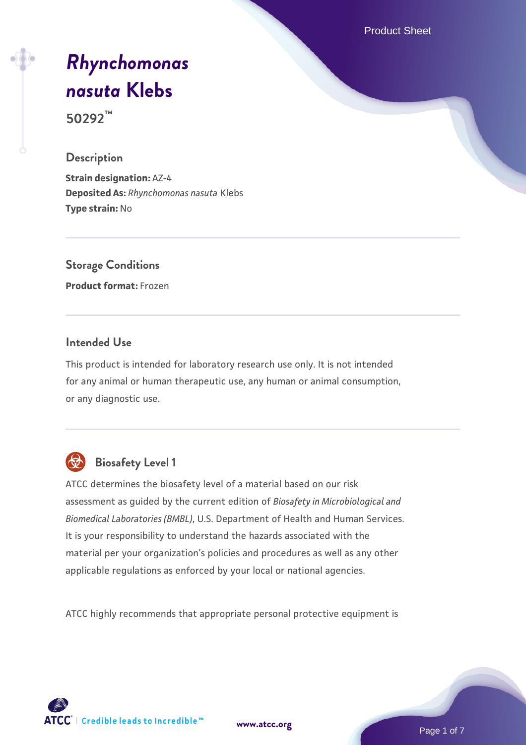# *Rhynchomonas nasuta* Klebs

**50292™**

## Description

**Strain designation:** AZ-4
**Deposited As:** *Rhynchomonas nasuta* Klebs
**Type strain:** No

## Storage Conditions

**Product format:** Frozen

## Intended Use

This product is intended for laboratory research use only. It is not intended for any animal or human therapeutic use, any human or animal consumption, or any diagnostic use.

## Biosafety Level 1

ATCC determines the biosafety level of a material based on our risk assessment as guided by the current edition of *Biosafety in Microbiological and Biomedical Laboratories (BMBL)*, U.S. Department of Health and Human Services. It is your responsibility to understand the hazards associated with the material per your organization's policies and procedures as well as any other applicable regulations as enforced by your local or national agencies.

ATCC highly recommends that appropriate personal protective equipment is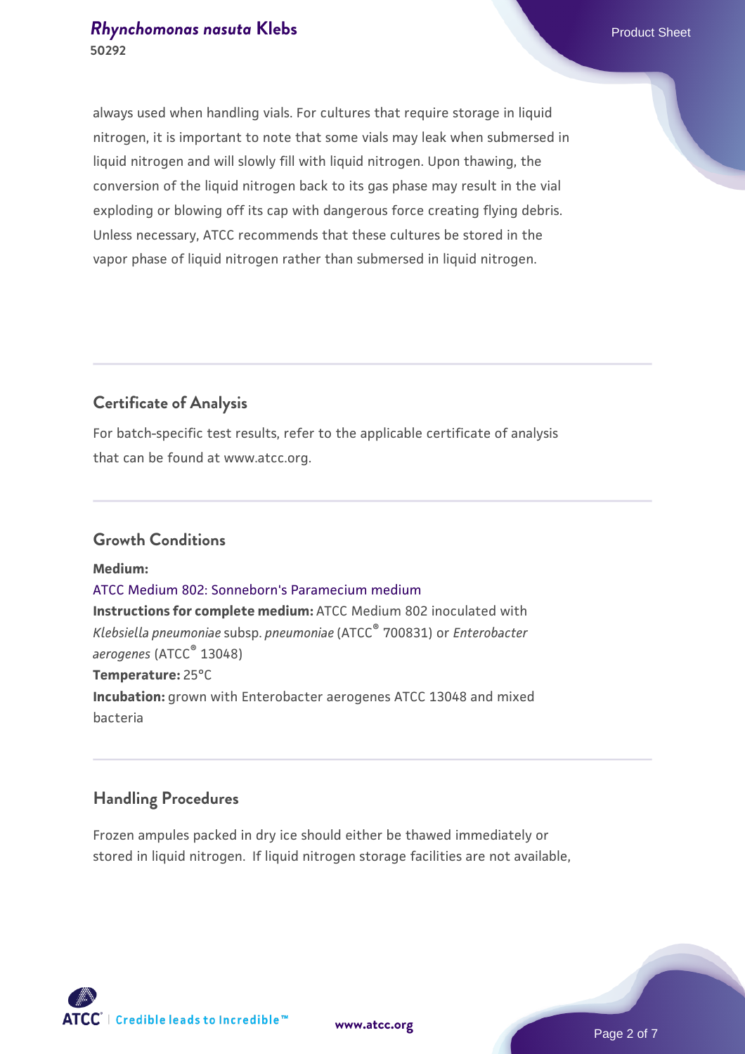always used when handling vials. For cultures that require storage in liquid nitrogen, it is important to note that some vials may leak when submersed in liquid nitrogen and will slowly fill with liquid nitrogen. Upon thawing, the conversion of the liquid nitrogen back to its gas phase may result in the vial exploding or blowing off its cap with dangerous force creating flying debris. Unless necessary, ATCC recommends that these cultures be stored in the vapor phase of liquid nitrogen rather than submersed in liquid nitrogen.

## Certificate of Analysis

For batch-specific test results, refer to the applicable certificate of analysis that can be found at www.atcc.org.

## Growth Conditions

**Medium:**
ATCC Medium 802: Sonneborn's Paramecium medium
**Instructions for complete medium:** ATCC Medium 802 inoculated with *Klebsiella pneumoniae* subsp. *pneumoniae* (ATCC® 700831) or *Enterobacter aerogenes* (ATCC® 13048)
**Temperature:** 25°C
**Incubation:** grown with Enterobacter aerogenes ATCC 13048 and mixed bacteria

## Handling Procedures

Frozen ampules packed in dry ice should either be thawed immediately or stored in liquid nitrogen. If liquid nitrogen storage facilities are not available,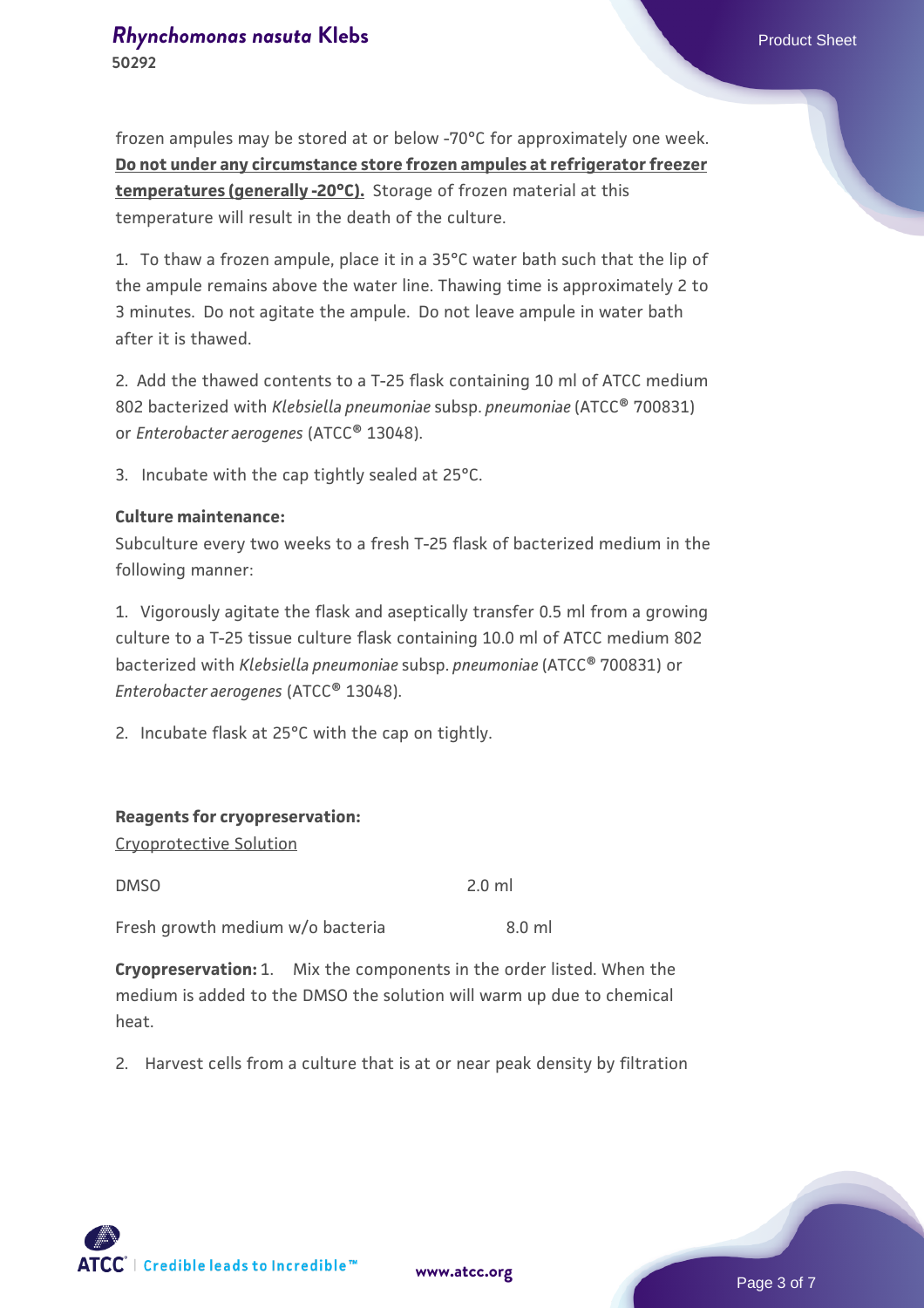frozen ampules may be stored at or below -70°C for approximately one week. **Do not under any circumstance store frozen ampules at refrigerator freezer temperatures (generally -20°C).** Storage of frozen material at this temperature will result in the death of the culture.

1. To thaw a frozen ampule, place it in a 35°C water bath such that the lip of the ampule remains above the water line. Thawing time is approximately 2 to 3 minutes. Do not agitate the ampule. Do not leave ampule in water bath after it is thawed.

2. Add the thawed contents to a T-25 flask containing 10 ml of ATCC medium 802 bacterized with *Klebsiella pneumoniae* subsp. *pneumoniae* (ATCC® 700831) or *Enterobacter aerogenes* (ATCC® 13048).

3. Incubate with the cap tightly sealed at 25°C.

**Culture maintenance:**

Subculture every two weeks to a fresh T-25 flask of bacterized medium in the following manner:

1. Vigorously agitate the flask and aseptically transfer 0.5 ml from a growing culture to a T-25 tissue culture flask containing 10.0 ml of ATCC medium 802 bacterized with *Klebsiella pneumoniae* subsp. *pneumoniae* (ATCC® 700831) or *Enterobacter aerogenes* (ATCC® 13048).

2. Incubate flask at 25°C with the cap on tightly.

**Reagents for cryopreservation:**

Cryoprotective Solution

| | |
|---|---|
| DMSO | 2.0 ml |
| Fresh growth medium w/o bacteria | 8.0 ml |

**Cryopreservation:** 1. Mix the components in the order listed. When the medium is added to the DMSO the solution will warm up due to chemical heat.

2. Harvest cells from a culture that is at or near peak density by filtration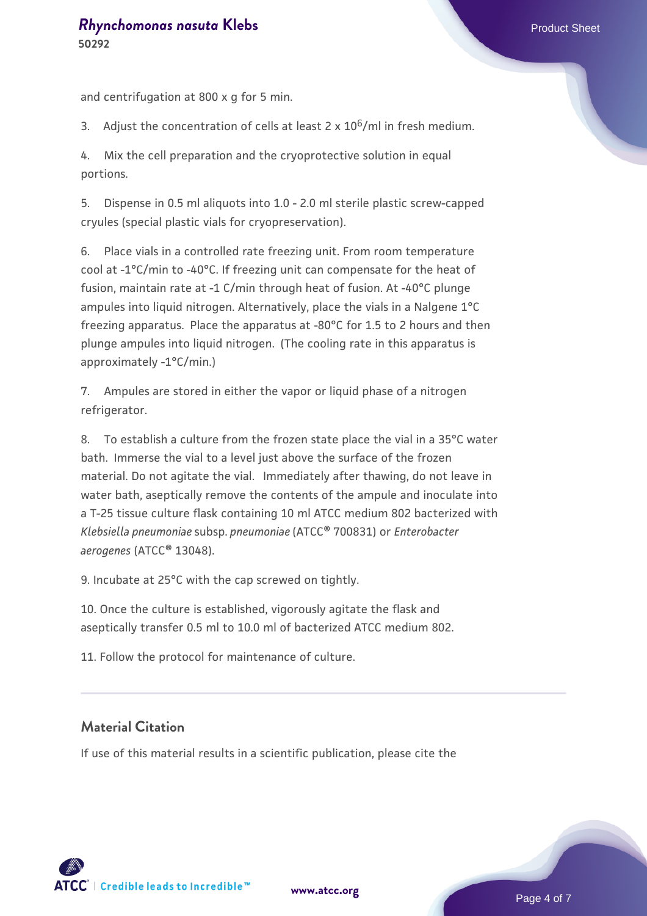and centrifugation at 800 x g for 5 min.

3. Adjust the concentration of cells at least 2 x $10^6$/ml in fresh medium.

4. Mix the cell preparation and the cryoprotective solution in equal portions.

5. Dispense in 0.5 ml aliquots into 1.0 - 2.0 ml sterile plastic screw-capped cryules (special plastic vials for cryopreservation).

6. Place vials in a controlled rate freezing unit. From room temperature cool at -1°C/min to -40°C. If freezing unit can compensate for the heat of fusion, maintain rate at -1 C/min through heat of fusion. At -40°C plunge ampules into liquid nitrogen. Alternatively, place the vials in a Nalgene 1°C freezing apparatus. Place the apparatus at -80°C for 1.5 to 2 hours and then plunge ampules into liquid nitrogen. (The cooling rate in this apparatus is approximately -1°C/min.)

7. Ampules are stored in either the vapor or liquid phase of a nitrogen refrigerator.

8. To establish a culture from the frozen state place the vial in a 35°C water bath. Immerse the vial to a level just above the surface of the frozen material. Do not agitate the vial. Immediately after thawing, do not leave in water bath, aseptically remove the contents of the ampule and inoculate into a T-25 tissue culture flask containing 10 ml ATCC medium 802 bacterized with *Klebsiella pneumoniae* subsp. *pneumoniae* (ATCC® 700831) or *Enterobacter aerogenes* (ATCC® 13048).

9. Incubate at 25°C with the cap screwed on tightly.

10. Once the culture is established, vigorously agitate the flask and aseptically transfer 0.5 ml to 10.0 ml of bacterized ATCC medium 802.

11. Follow the protocol for maintenance of culture.

## Material Citation

If use of this material results in a scientific publication, please cite the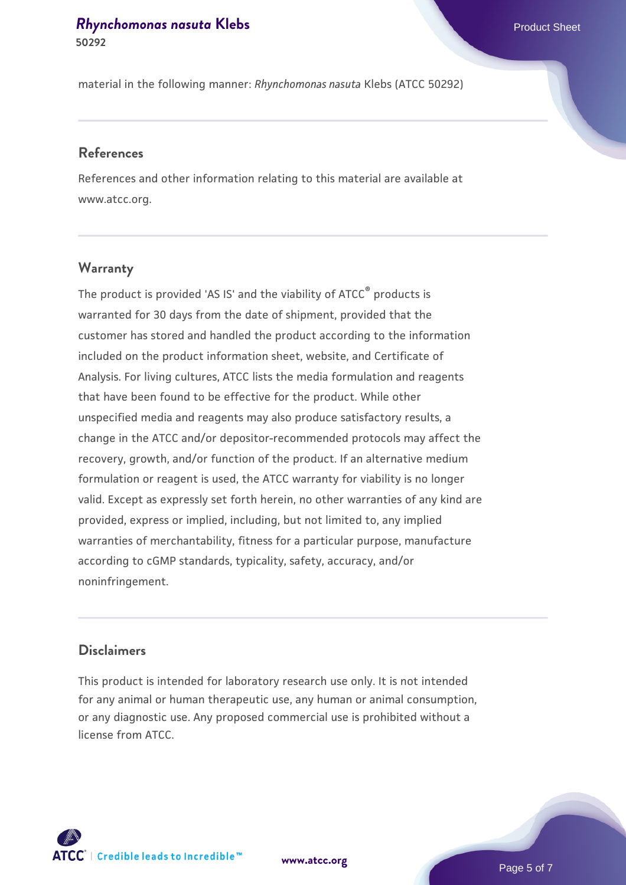material in the following manner: *Rhynchomonas nasuta* Klebs (ATCC 50292)

## References

References and other information relating to this material are available at www.atcc.org.

## Warranty

The product is provided 'AS IS' and the viability of ATCC® products is warranted for 30 days from the date of shipment, provided that the customer has stored and handled the product according to the information included on the product information sheet, website, and Certificate of Analysis. For living cultures, ATCC lists the media formulation and reagents that have been found to be effective for the product. While other unspecified media and reagents may also produce satisfactory results, a change in the ATCC and/or depositor-recommended protocols may affect the recovery, growth, and/or function of the product. If an alternative medium formulation or reagent is used, the ATCC warranty for viability is no longer valid. Except as expressly set forth herein, no other warranties of any kind are provided, express or implied, including, but not limited to, any implied warranties of merchantability, fitness for a particular purpose, manufacture according to cGMP standards, typicality, safety, accuracy, and/or noninfringement.

## Disclaimers

This product is intended for laboratory research use only. It is not intended for any animal or human therapeutic use, any human or animal consumption, or any diagnostic use. Any proposed commercial use is prohibited without a license from ATCC.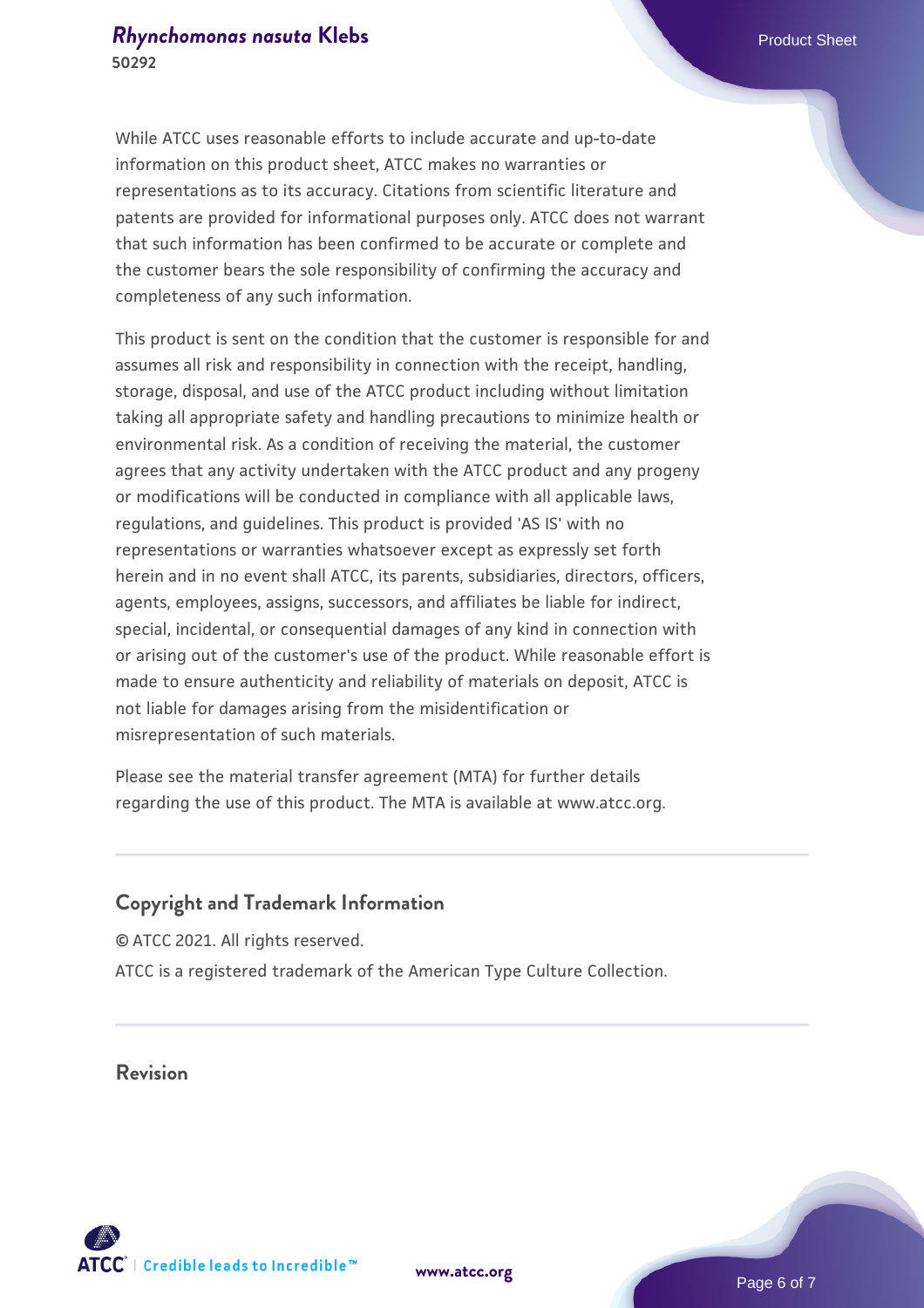While ATCC uses reasonable efforts to include accurate and up-to-date information on this product sheet, ATCC makes no warranties or representations as to its accuracy. Citations from scientific literature and patents are provided for informational purposes only. ATCC does not warrant that such information has been confirmed to be accurate or complete and the customer bears the sole responsibility of confirming the accuracy and completeness of any such information.

This product is sent on the condition that the customer is responsible for and assumes all risk and responsibility in connection with the receipt, handling, storage, disposal, and use of the ATCC product including without limitation taking all appropriate safety and handling precautions to minimize health or environmental risk. As a condition of receiving the material, the customer agrees that any activity undertaken with the ATCC product and any progeny or modifications will be conducted in compliance with all applicable laws, regulations, and guidelines. This product is provided 'AS IS' with no representations or warranties whatsoever except as expressly set forth herein and in no event shall ATCC, its parents, subsidiaries, directors, officers, agents, employees, assigns, successors, and affiliates be liable for indirect, special, incidental, or consequential damages of any kind in connection with or arising out of the customer's use of the product. While reasonable effort is made to ensure authenticity and reliability of materials on deposit, ATCC is not liable for damages arising from the misidentification or misrepresentation of such materials.

Please see the material transfer agreement (MTA) for further details regarding the use of this product. The MTA is available at www.atcc.org.

## Copyright and Trademark Information

© ATCC 2021. All rights reserved.

ATCC is a registered trademark of the American Type Culture Collection.

## Revision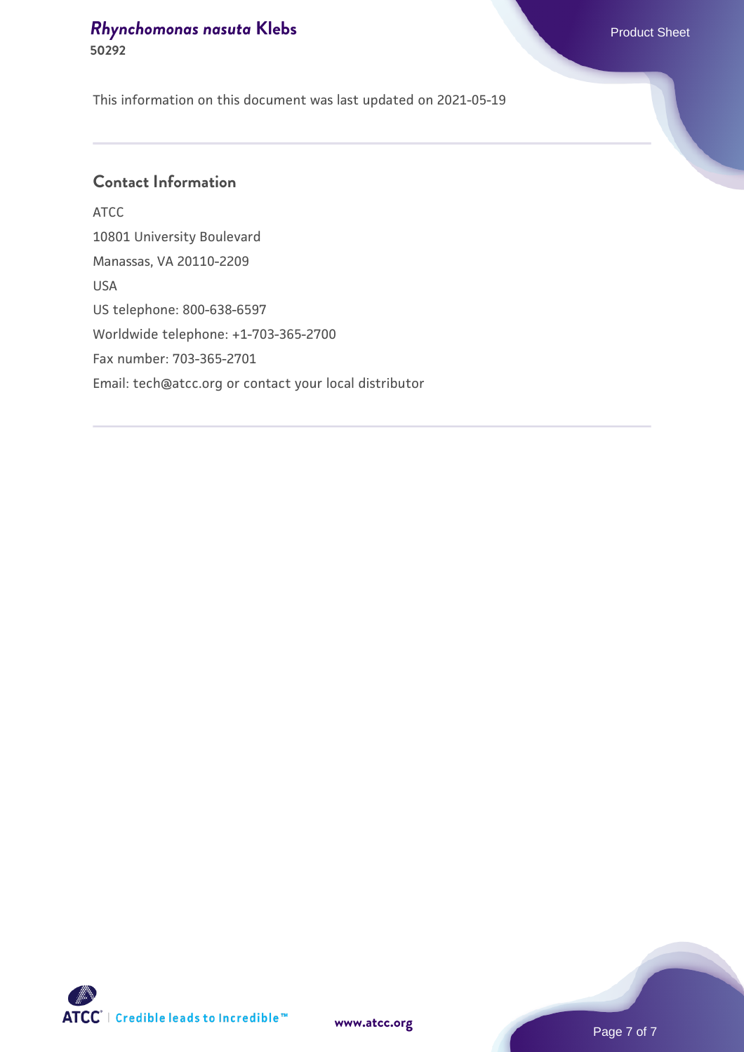This information on this document was last updated on 2021-05-19

## Contact Information

ATCC
10801 University Boulevard
Manassas, VA 20110-2209
USA
US telephone: 800-638-6597
Worldwide telephone: +1-703-365-2700
Fax number: 703-365-2701
Email: tech@atcc.org or contact your local distributor